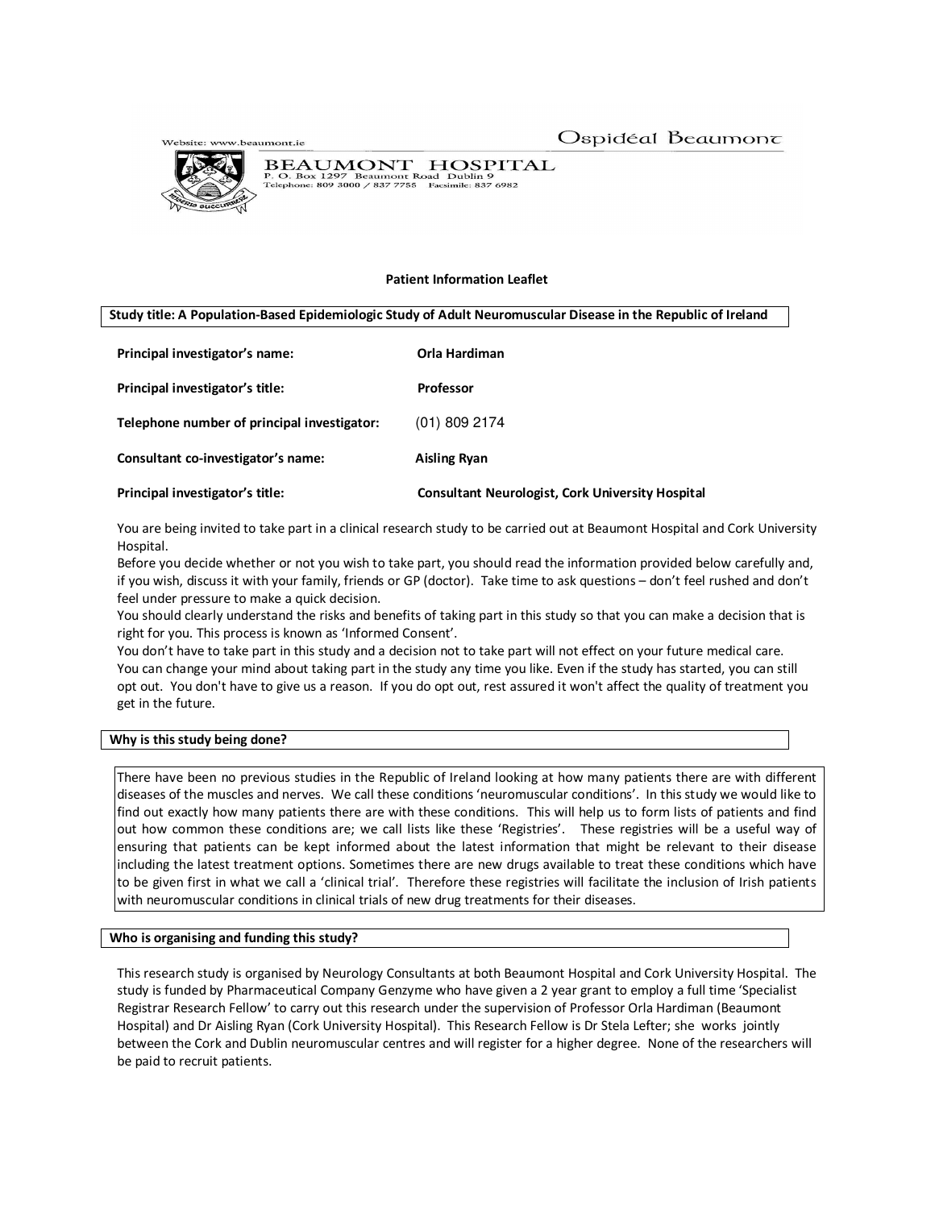Website: www.beaumont.ie

Ospidéal Beaumont

BEAUMONT HOSPITAL
P. O. Box 1297 Beaumont Road Dublin 9
Telephone: 809 3000 / 837 7755 Facsimile: 837 6982

**Patient Information Leaflet**

**Study title: A Population-Based Epidemiologic Study of Adult Neuromuscular Disease in the Republic of Ireland**

| | |
|---|---|
| **Principal investigator's name:** | **Orla Hardiman** |
| **Principal investigator's title:** | **Professor** |
| **Telephone number of principal investigator:** | (01) 809 2174 |
| **Consultant co-investigator's name:** | **Aisling Ryan** |
| **Principal investigator's title:** | **Consultant Neurologist, Cork University Hospital** |

You are being invited to take part in a clinical research study to be carried out at Beaumont Hospital and Cork University Hospital.

Before you decide whether or not you wish to take part, you should read the information provided below carefully and, if you wish, discuss it with your family, friends or GP (doctor). Take time to ask questions – don't feel rushed and don't feel under pressure to make a quick decision.

You should clearly understand the risks and benefits of taking part in this study so that you can make a decision that is right for you. This process is known as 'Informed Consent'.

You don't have to take part in this study and a decision not to take part will not effect on your future medical care.

You can change your mind about taking part in the study any time you like. Even if the study has started, you can still opt out. You don't have to give us a reason. If you do opt out, rest assured it won't affect the quality of treatment you get in the future.

**Why is this study being done?**

There have been no previous studies in the Republic of Ireland looking at how many patients there are with different diseases of the muscles and nerves. We call these conditions 'neuromuscular conditions'. In this study we would like to find out exactly how many patients there are with these conditions. This will help us to form lists of patients and find out how common these conditions are; we call lists like these 'Registries'. These registries will be a useful way of ensuring that patients can be kept informed about the latest information that might be relevant to their disease including the latest treatment options. Sometimes there are new drugs available to treat these conditions which have to be given first in what we call a 'clinical trial'. Therefore these registries will facilitate the inclusion of Irish patients with neuromuscular conditions in clinical trials of new drug treatments for their diseases.

**Who is organising and funding this study?**

This research study is organised by Neurology Consultants at both Beaumont Hospital and Cork University Hospital. The study is funded by Pharmaceutical Company Genzyme who have given a 2 year grant to employ a full time 'Specialist Registrar Research Fellow' to carry out this research under the supervision of Professor Orla Hardiman (Beaumont Hospital) and Dr Aisling Ryan (Cork University Hospital). This Research Fellow is Dr Stela Lefter; she works jointly between the Cork and Dublin neuromuscular centres and will register for a higher degree. None of the researchers will be paid to recruit patients.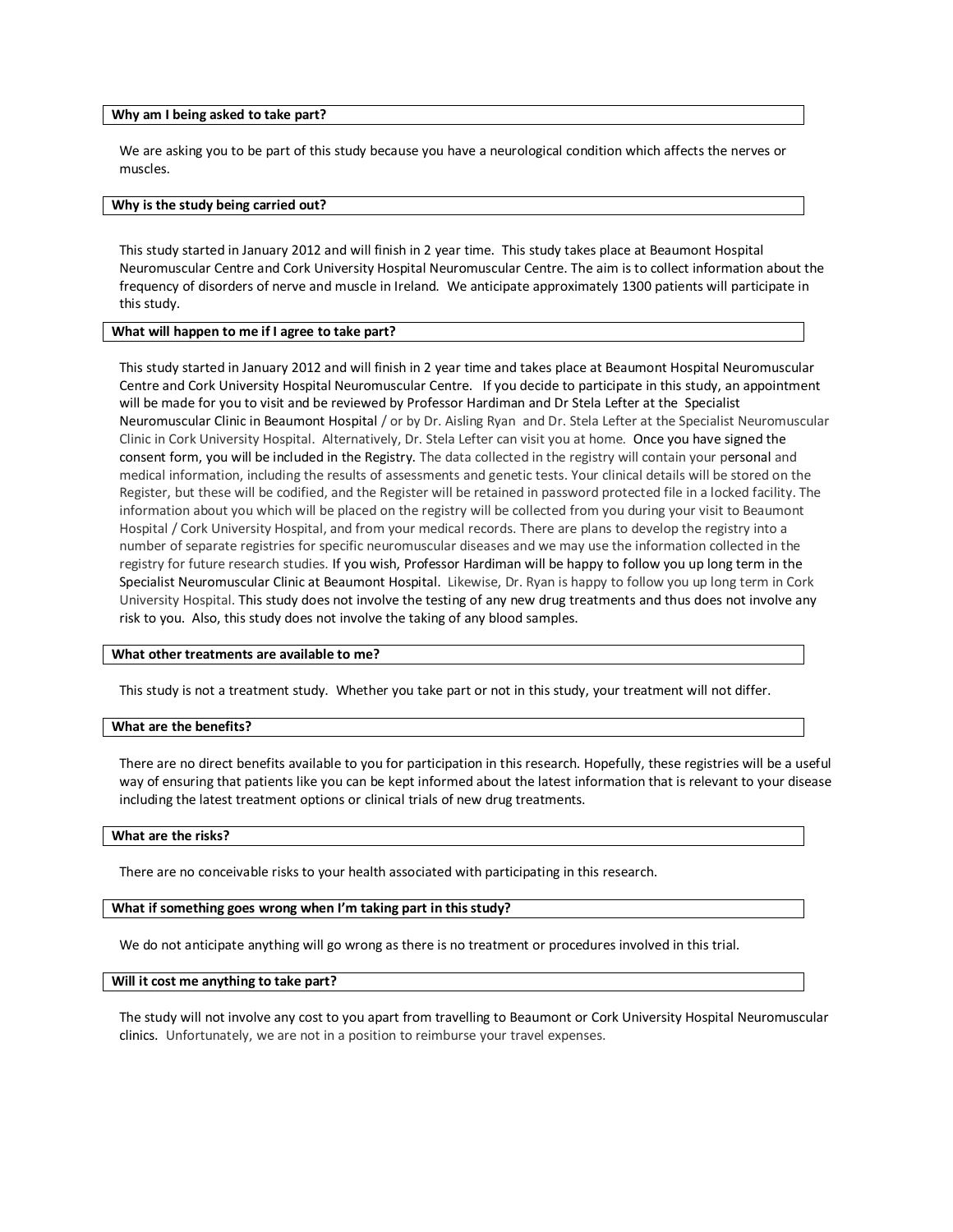**Why am I being asked to take part?**

We are asking you to be part of this study because you have a neurological condition which affects the nerves or muscles.

**Why is the study being carried out?**

This study started in January 2012 and will finish in 2 year time. This study takes place at Beaumont Hospital Neuromuscular Centre and Cork University Hospital Neuromuscular Centre. The aim is to collect information about the frequency of disorders of nerve and muscle in Ireland. We anticipate approximately 1300 patients will participate in this study.

**What will happen to me if I agree to take part?**

This study started in January 2012 and will finish in 2 year time and takes place at Beaumont Hospital Neuromuscular Centre and Cork University Hospital Neuromuscular Centre. If you decide to participate in this study, an appointment will be made for you to visit and be reviewed by Professor Hardiman and Dr Stela Lefter at the Specialist Neuromuscular Clinic in Beaumont Hospital / or by Dr. Aisling Ryan and Dr. Stela Lefter at the Specialist Neuromuscular Clinic in Cork University Hospital. Alternatively, Dr. Stela Lefter can visit you at home. Once you have signed the consent form, you will be included in the Registry. The data collected in the registry will contain your personal and medical information, including the results of assessments and genetic tests. Your clinical details will be stored on the Register, but these will be codified, and the Register will be retained in password protected file in a locked facility. The information about you which will be placed on the registry will be collected from you during your visit to Beaumont Hospital / Cork University Hospital, and from your medical records. There are plans to develop the registry into a number of separate registries for specific neuromuscular diseases and we may use the information collected in the registry for future research studies. If you wish, Professor Hardiman will be happy to follow you up long term in the Specialist Neuromuscular Clinic at Beaumont Hospital. Likewise, Dr. Ryan is happy to follow you up long term in Cork University Hospital. This study does not involve the testing of any new drug treatments and thus does not involve any risk to you. Also, this study does not involve the taking of any blood samples.

**What other treatments are available to me?**

This study is not a treatment study. Whether you take part or not in this study, your treatment will not differ.

**What are the benefits?**

There are no direct benefits available to you for participation in this research. Hopefully, these registries will be a useful way of ensuring that patients like you can be kept informed about the latest information that is relevant to your disease including the latest treatment options or clinical trials of new drug treatments.

**What are the risks?**

There are no conceivable risks to your health associated with participating in this research.

**What if something goes wrong when I'm taking part in this study?**

We do not anticipate anything will go wrong as there is no treatment or procedures involved in this trial.

**Will it cost me anything to take part?**

The study will not involve any cost to you apart from travelling to Beaumont or Cork University Hospital Neuromuscular clinics. Unfortunately, we are not in a position to reimburse your travel expenses.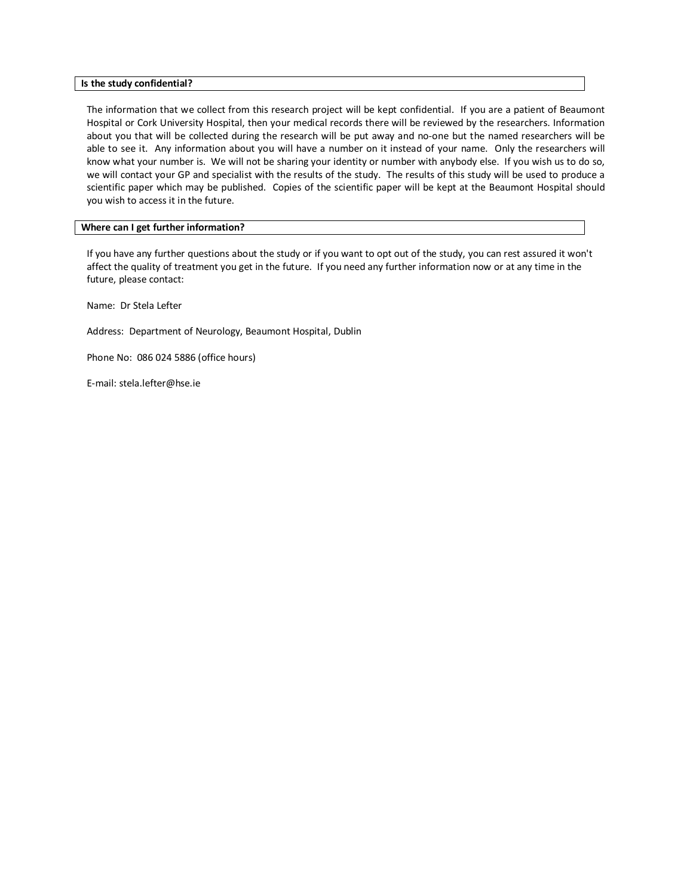**Is the study confidential?**

The information that we collect from this research project will be kept confidential. If you are a patient of Beaumont Hospital or Cork University Hospital, then your medical records there will be reviewed by the researchers. Information about you that will be collected during the research will be put away and no-one but the named researchers will be able to see it. Any information about you will have a number on it instead of your name. Only the researchers will know what your number is. We will not be sharing your identity or number with anybody else. If you wish us to do so, we will contact your GP and specialist with the results of the study. The results of this study will be used to produce a scientific paper which may be published. Copies of the scientific paper will be kept at the Beaumont Hospital should you wish to access it in the future.

**Where can I get further information?**

If you have any further questions about the study or if you want to opt out of the study, you can rest assured it won't affect the quality of treatment you get in the future. If you need any further information now or at any time in the future, please contact:

Name: Dr Stela Lefter

Address: Department of Neurology, Beaumont Hospital, Dublin

Phone No: 086 024 5886 (office hours)

E-mail: stela.lefter@hse.ie